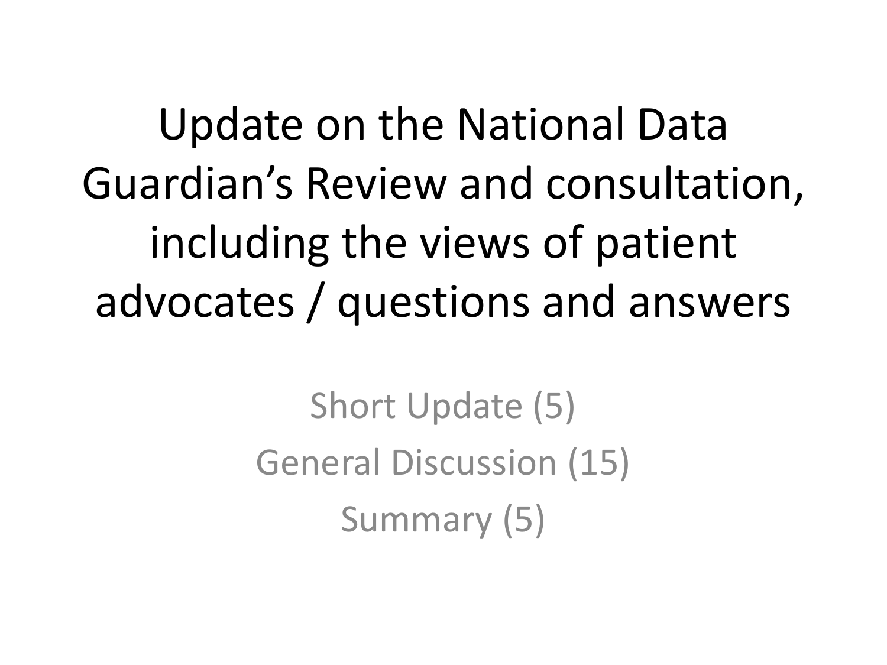# Update on the National Data Guardian's Review and consultation, including the views of patient advocates / questions and answers

Short Update (5)

General Discussion (15)

Summary (5)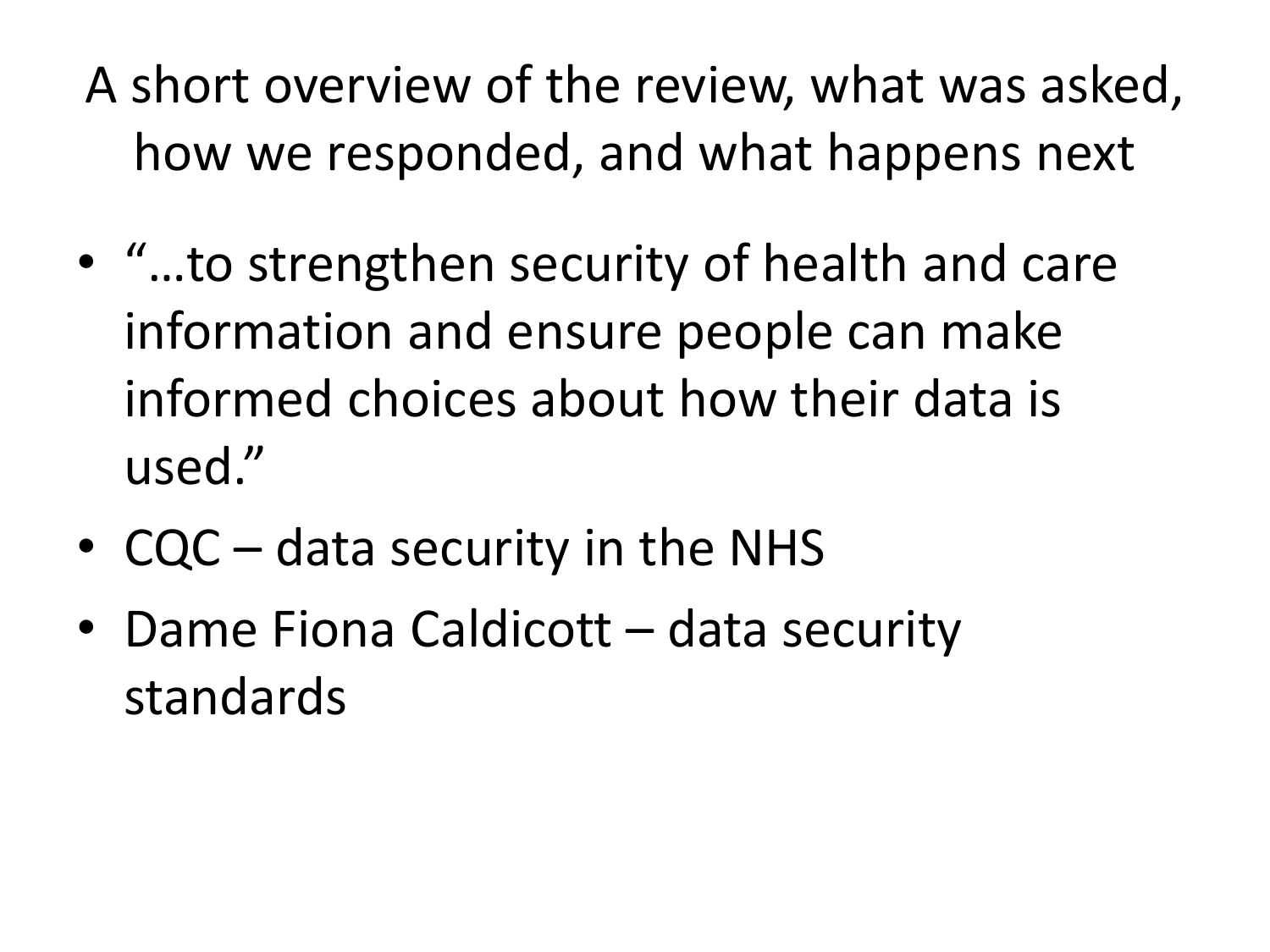# A short overview of the review, what was asked, how we responded, and what happens next

- "…to strengthen security of health and care information and ensure people can make informed choices about how their data is used."
- CQC – data security in the NHS
- Dame Fiona Caldicott – data security standards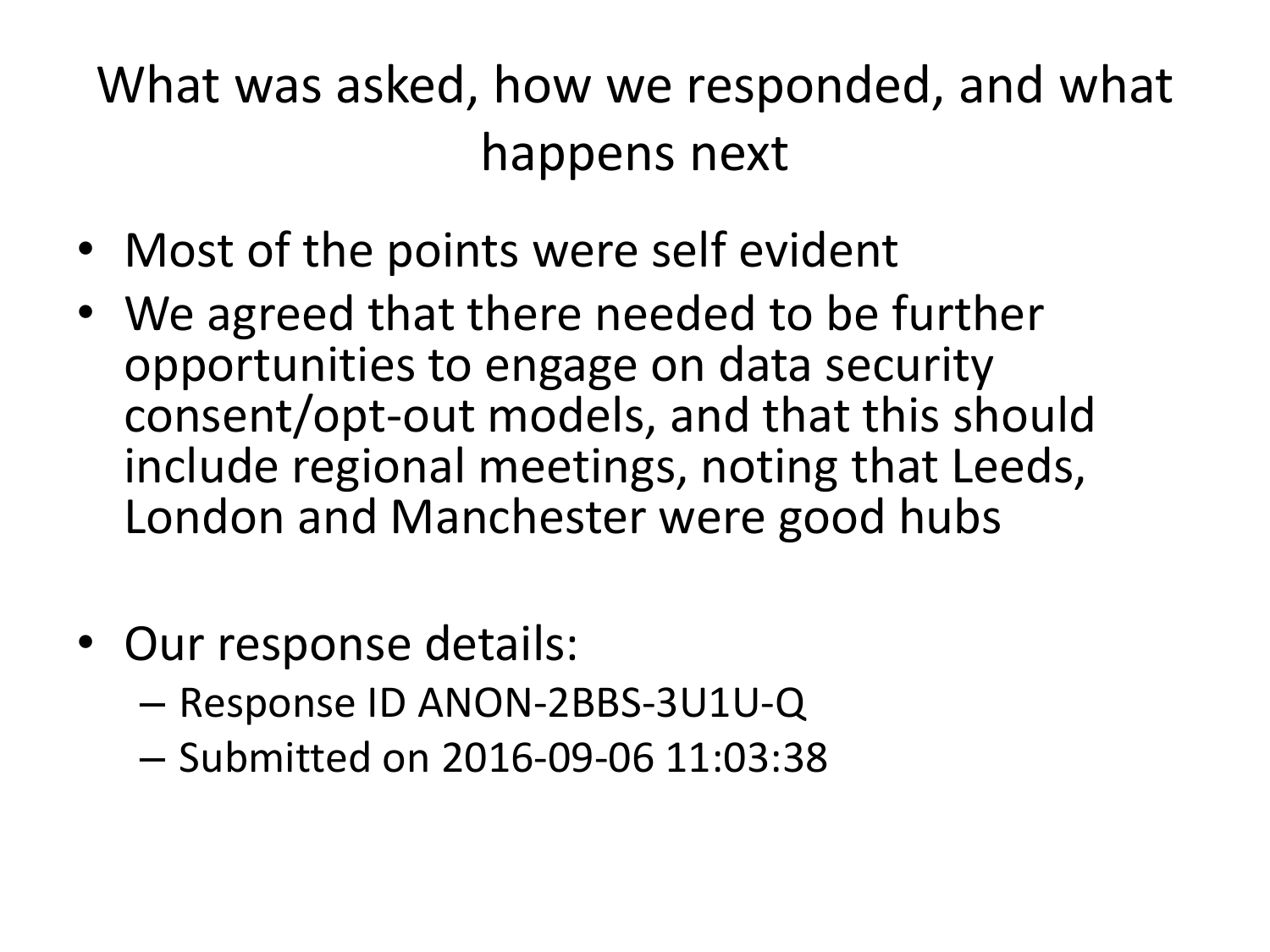# What was asked, how we responded, and what happens next

- Most of the points were self evident
- We agreed that there needed to be further opportunities to engage on data security consent/opt-out models, and that this should include regional meetings, noting that Leeds, London and Manchester were good hubs

- Our response details:
  - Response ID ANON-2BBS-3U1U-Q
  - Submitted on 2016-09-06 11:03:38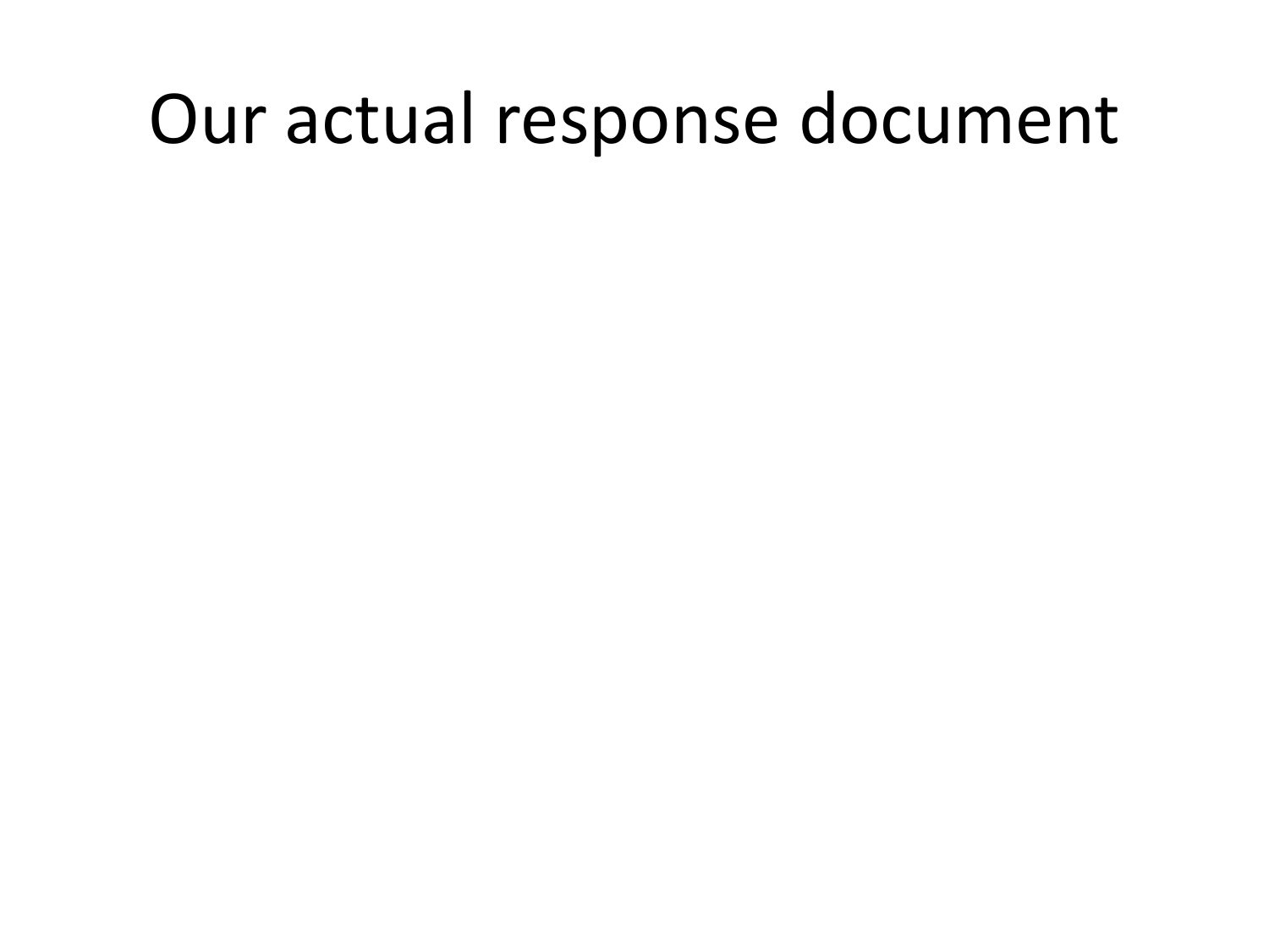# Our actual response document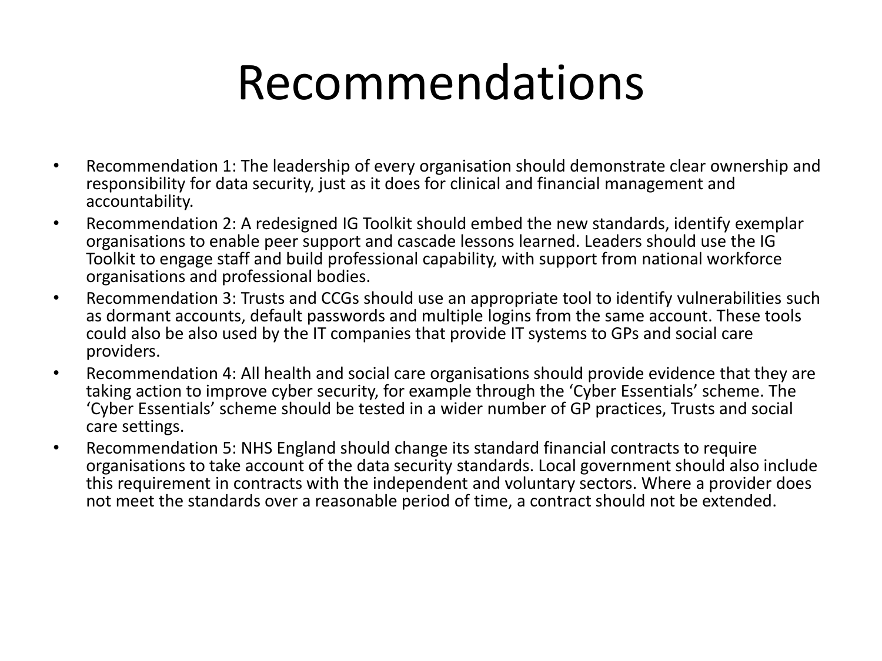# Recommendations

- Recommendation 1: The leadership of every organisation should demonstrate clear ownership and responsibility for data security, just as it does for clinical and financial management and accountability.
- Recommendation 2: A redesigned IG Toolkit should embed the new standards, identify exemplar organisations to enable peer support and cascade lessons learned. Leaders should use the IG Toolkit to engage staff and build professional capability, with support from national workforce organisations and professional bodies.
- Recommendation 3: Trusts and CCGs should use an appropriate tool to identify vulnerabilities such as dormant accounts, default passwords and multiple logins from the same account. These tools could also be also used by the IT companies that provide IT systems to GPs and social care providers.
- Recommendation 4: All health and social care organisations should provide evidence that they are taking action to improve cyber security, for example through the 'Cyber Essentials' scheme. The 'Cyber Essentials' scheme should be tested in a wider number of GP practices, Trusts and social care settings.
- Recommendation 5: NHS England should change its standard financial contracts to require organisations to take account of the data security standards. Local government should also include this requirement in contracts with the independent and voluntary sectors. Where a provider does not meet the standards over a reasonable period of time, a contract should not be extended.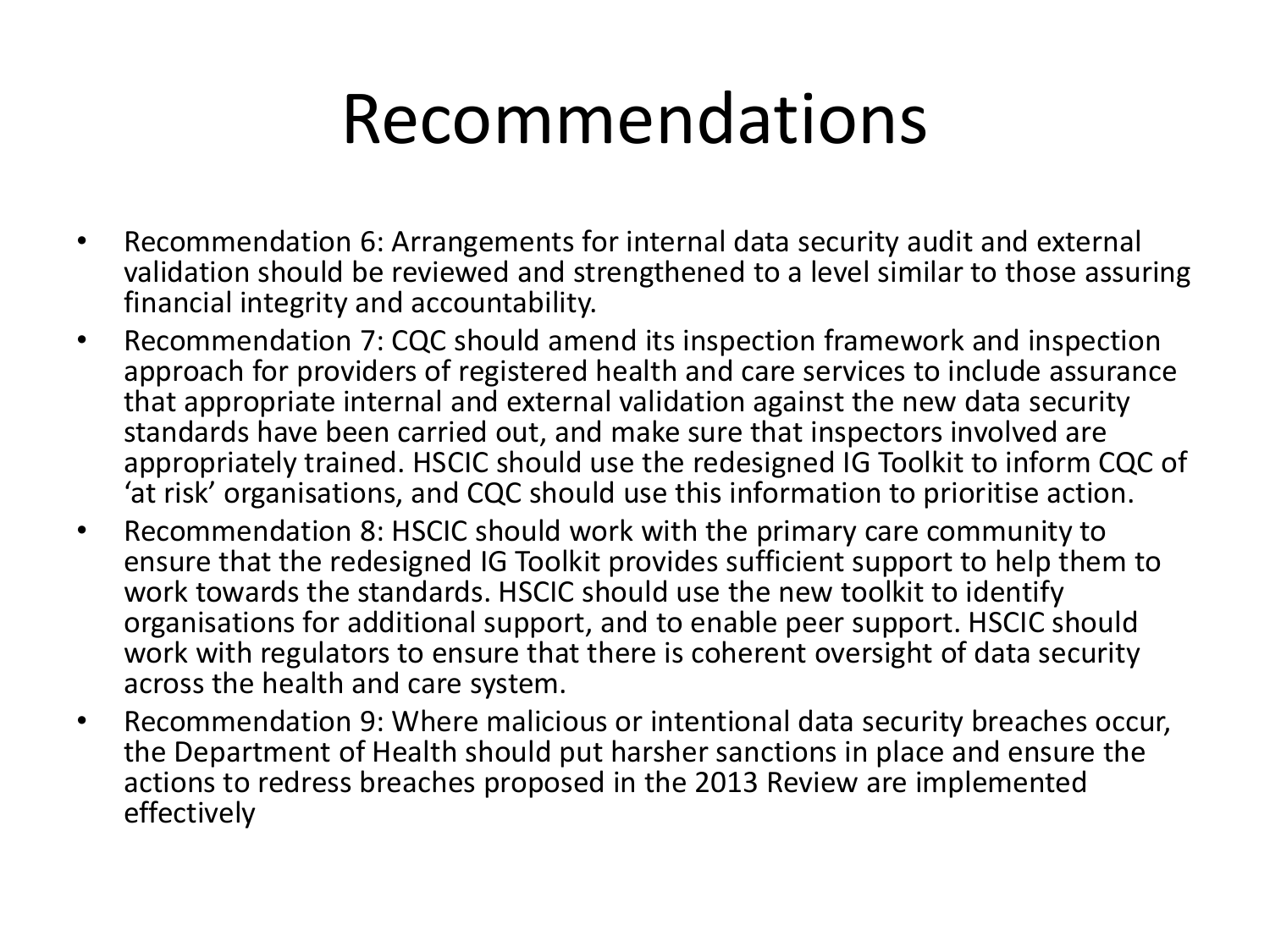# Recommendations

- Recommendation 6: Arrangements for internal data security audit and external validation should be reviewed and strengthened to a level similar to those assuring financial integrity and accountability.
- Recommendation 7: CQC should amend its inspection framework and inspection approach for providers of registered health and care services to include assurance that appropriate internal and external validation against the new data security standards have been carried out, and make sure that inspectors involved are appropriately trained. HSCIC should use the redesigned IG Toolkit to inform CQC of 'at risk' organisations, and CQC should use this information to prioritise action.
- Recommendation 8: HSCIC should work with the primary care community to ensure that the redesigned IG Toolkit provides sufficient support to help them to work towards the standards. HSCIC should use the new toolkit to identify organisations for additional support, and to enable peer support. HSCIC should work with regulators to ensure that there is coherent oversight of data security across the health and care system.
- Recommendation 9: Where malicious or intentional data security breaches occur, the Department of Health should put harsher sanctions in place and ensure the actions to redress breaches proposed in the 2013 Review are implemented effectively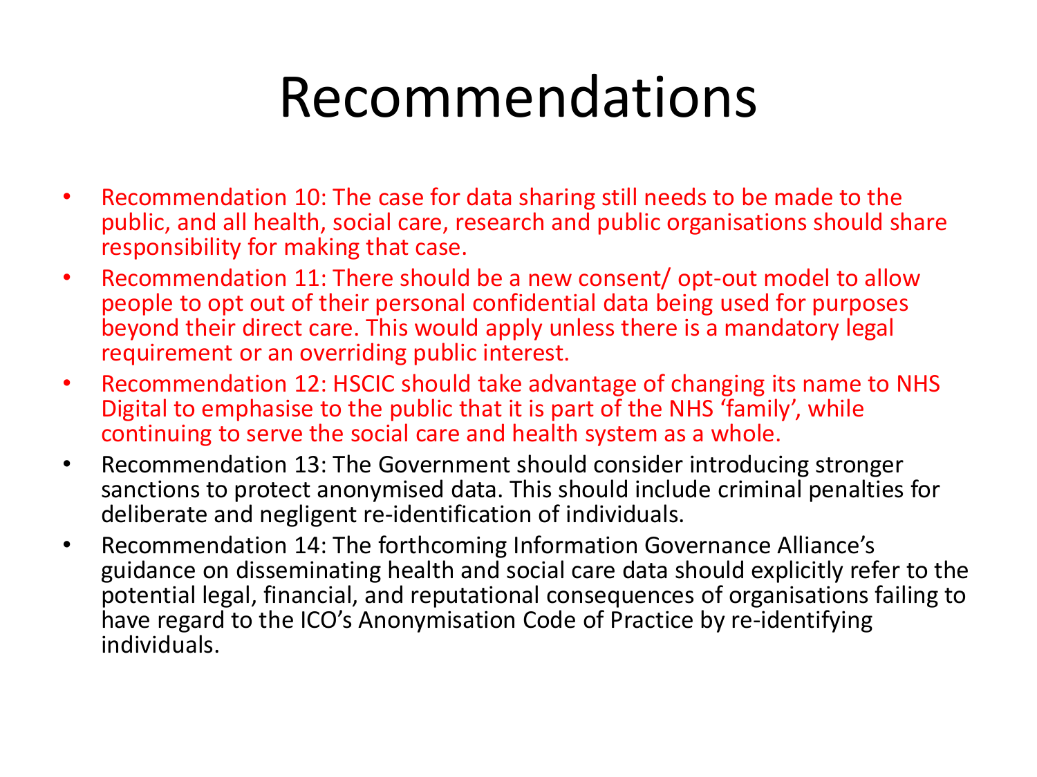# Recommendations

- Recommendation 10: The case for data sharing still needs to be made to the public, and all health, social care, research and public organisations should share responsibility for making that case.
- Recommendation 11: There should be a new consent/ opt-out model to allow people to opt out of their personal confidential data being used for purposes beyond their direct care. This would apply unless there is a mandatory legal requirement or an overriding public interest.
- Recommendation 12: HSCIC should take advantage of changing its name to NHS Digital to emphasise to the public that it is part of the NHS 'family', while continuing to serve the social care and health system as a whole.
- Recommendation 13: The Government should consider introducing stronger sanctions to protect anonymised data. This should include criminal penalties for deliberate and negligent re-identification of individuals.
- Recommendation 14: The forthcoming Information Governance Alliance's guidance on disseminating health and social care data should explicitly refer to the potential legal, financial, and reputational consequences of organisations failing to have regard to the ICO's Anonymisation Code of Practice by re-identifying individuals.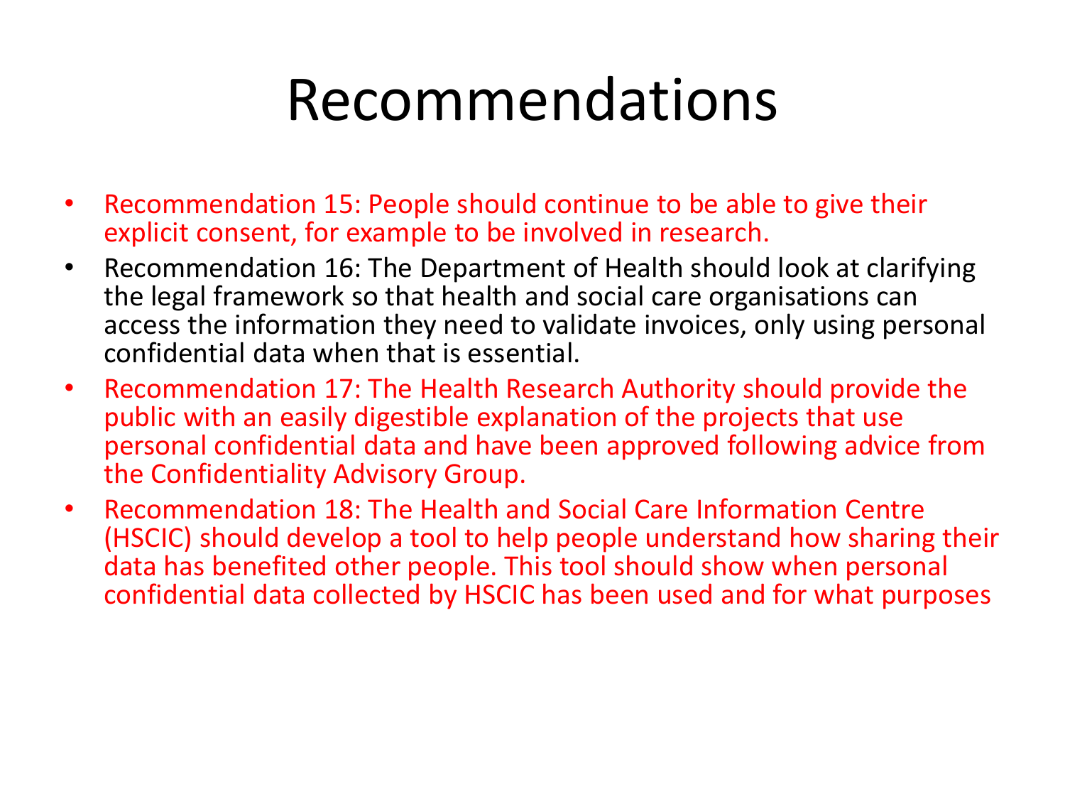# Recommendations

- Recommendation 15: People should continue to be able to give their explicit consent, for example to be involved in research.
- Recommendation 16: The Department of Health should look at clarifying the legal framework so that health and social care organisations can access the information they need to validate invoices, only using personal confidential data when that is essential.
- Recommendation 17: The Health Research Authority should provide the public with an easily digestible explanation of the projects that use personal confidential data and have been approved following advice from the Confidentiality Advisory Group.
- Recommendation 18: The Health and Social Care Information Centre (HSCIC) should develop a tool to help people understand how sharing their data has benefited other people. This tool should show when personal confidential data collected by HSCIC has been used and for what purposes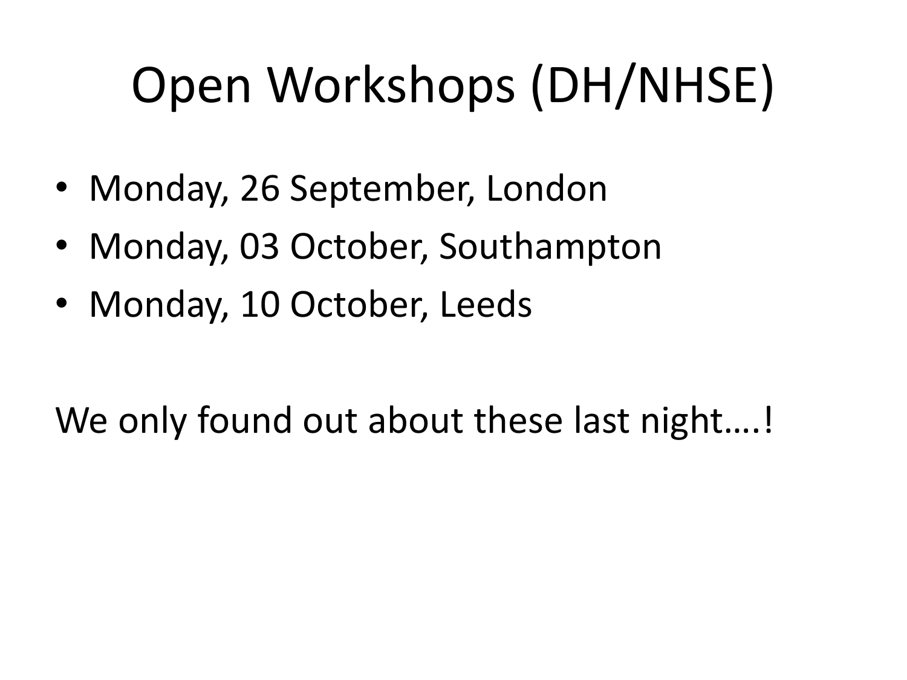# Open Workshops (DH/NHSE)

- Monday, 26 September, London
- Monday, 03 October, Southampton
- Monday, 10 October, Leeds

We only found out about these last night….!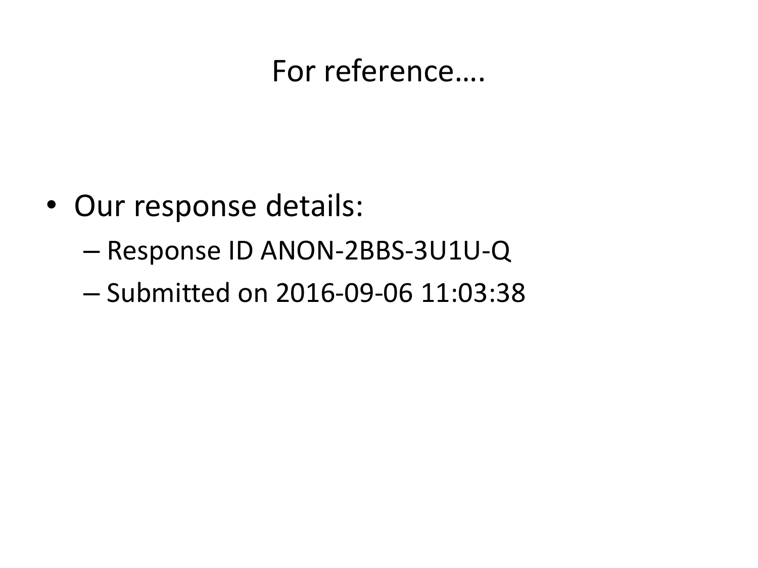# For reference….

- Our response details:
  - Response ID ANON-2BBS-3U1U-Q
  - Submitted on 2016-09-06 11:03:38